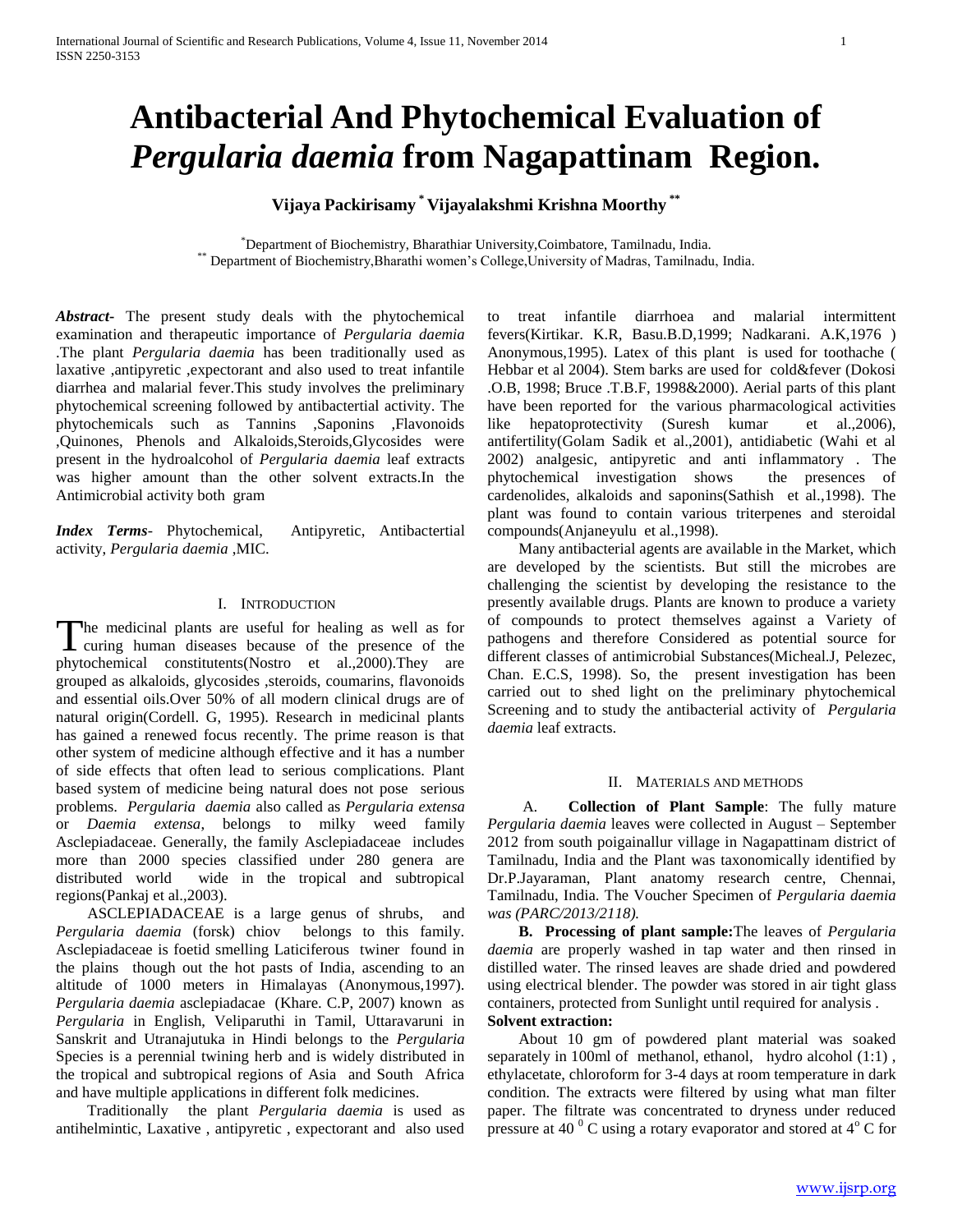# Antibacterial And Phytochemical Evaluation of *Pergularia daemia* from Nagapattinam Region.

**Vijaya Packirisamy [*] Vijayalakshmi Krishna Moorthy [**]**

[*] Department of Biochemistry, Bharathiar University,Coimbatore, Tamilnadu, India.
[**] Department of Biochemistry,Bharathi women's College,University of Madras, Tamilnadu, India.

***Abstract-*** The present study deals with the phytochemical examination and therapeutic importance of *Pergularia daemia* .The plant *Pergularia daemia* has been traditionally used as laxative ,antipyretic ,expectorant and also used to treat infantile diarrhea and malarial fever.This study involves the preliminary phytochemical screening followed by antibactertial activity. The phytochemicals such as Tannins ,Saponins ,Flavonoids ,Quinones, Phenols and Alkaloids,Steroids,Glycosides were present in the hydroalcohol of *Pergularia daemia* leaf extracts was higher amount than the other solvent extracts.In the Antimicrobial activity both gram

***Index Terms-*** Phytochemical, Antipyretic, Antibactertial activity, *Pergularia daemia* ,MIC.

## I. Introduction

The medicinal plants are useful for healing as well as for curing human diseases because of the presence of the phytochemical constitutents(Nostro et al.,2000).They are grouped as alkaloids, glycosides ,steroids, coumarins, flavonoids and essential oils.Over 50% of all modern clinical drugs are of natural origin(Cordell. G, 1995). Research in medicinal plants has gained a renewed focus recently. The prime reason is that other system of medicine although effective and it has a number of side effects that often lead to serious complications. Plant based system of medicine being natural does not pose serious problems. *Pergularia daemia* also called as *Pergularia extensa* or *Daemia extensa*, belongs to milky weed family Asclepiadaceae. Generally, the family Asclepiadaceae includes more than 2000 species classified under 280 genera are distributed world wide in the tropical and subtropical regions(Pankaj et al.,2003).

ASCLEPIADACEAE is a large genus of shrubs, and *Pergularia daemia* (forsk) chiov belongs to this family. Asclepiadaceae is foetid smelling Laticiferous twiner found in the plains though out the hot pasts of India, ascending to an altitude of 1000 meters in Himalayas (Anonymous,1997). *Pergularia daemia* asclepiadacae (Khare. C.P, 2007) known as *Pergularia* in English, Veliparuthi in Tamil, Uttaravaruni in Sanskrit and Utranajutuka in Hindi belongs to the *Pergularia* Species is a perennial twining herb and is widely distributed in the tropical and subtropical regions of Asia and South Africa and have multiple applications in different folk medicines.

Traditionally the plant *Pergularia daemia* is used as antihelmintic, Laxative , antipyretic , expectorant and also used to treat infantile diarrhoea and malarial intermittent fevers(Kirtikar. K.R, Basu.B.D,1999; Nadkarani. A.K,1976 ) Anonymous,1995). Latex of this plant is used for toothache ( Hebbar et al 2004). Stem barks are used for cold&fever (Dokosi .O.B, 1998; Bruce .T.B.F, 1998&2000). Aerial parts of this plant have been reported for the various pharmacological activities like hepatoprotectivity (Suresh kumar et al.,2006), antifertility(Golam Sadik et al.,2001), antidiabetic (Wahi et al 2002) analgesic, antipyretic and anti inflammatory . The phytochemical investigation shows the presences of cardenolides, alkaloids and saponins(Sathish et al.,1998). The plant was found to contain various triterpenes and steroidal compounds(Anjaneyulu et al.,1998).

Many antibacterial agents are available in the Market, which are developed by the scientists. But still the microbes are challenging the scientist by developing the resistance to the presently available drugs. Plants are known to produce a variety of compounds to protect themselves against a Variety of pathogens and therefore Considered as potential source for different classes of antimicrobial Substances(Micheal.J, Pelezec, Chan. E.C.S, 1998). So, the present investigation has been carried out to shed light on the preliminary phytochemical Screening and to study the antibacterial activity of *Pergularia daemia* leaf extracts.

## II. Materials and Methods

A. **Collection of Plant Sample**: The fully mature *Pergularia daemia* leaves were collected in August – September 2012 from south poigainallur village in Nagapattinam district of Tamilnadu, India and the Plant was taxonomically identified by Dr.P.Jayaraman, Plant anatomy research centre, Chennai, Tamilnadu, India. The Voucher Specimen of *Pergularia daemia was (PARC/2013/2118).*

**B. Processing of plant sample:**The leaves of *Pergularia daemia* are properly washed in tap water and then rinsed in distilled water. The rinsed leaves are shade dried and powdered using electrical blender. The powder was stored in air tight glass containers, protected from Sunlight until required for analysis .

**Solvent extraction:**

About 10 gm of powdered plant material was soaked separately in 100ml of methanol, ethanol, hydro alcohol (1:1) , ethylacetate, chloroform for 3-4 days at room temperature in dark condition. The extracts were filtered by using what man filter paper. The filtrate was concentrated to dryness under reduced pressure at 40 $^0$ C using a rotary evaporator and stored at 4$^o$ C for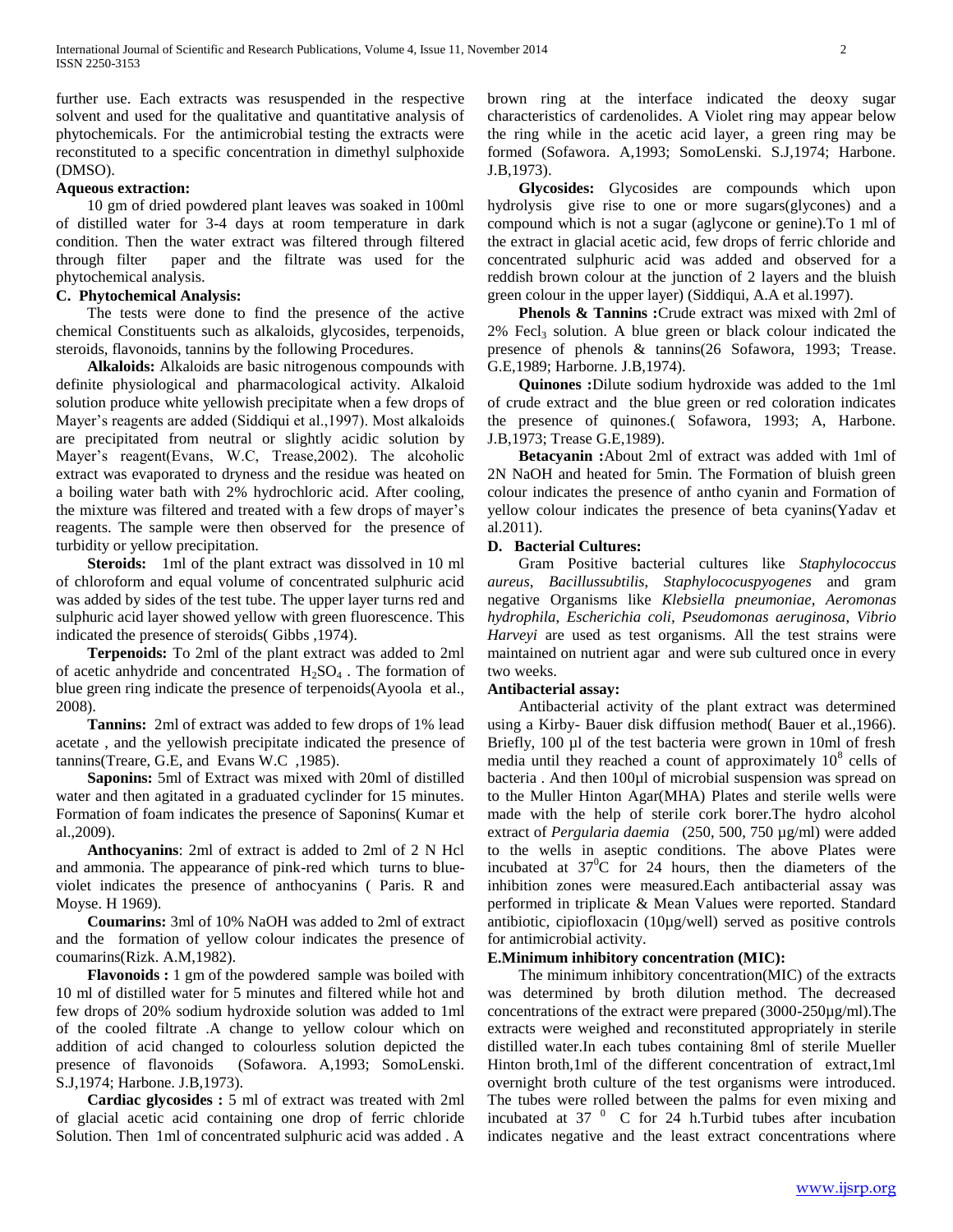further use. Each extracts was resuspended in the respective solvent and used for the qualitative and quantitative analysis of phytochemicals. For the antimicrobial testing the extracts were reconstituted to a specific concentration in dimethyl sulphoxide (DMSO).

**Aqueous extraction:**

10 gm of dried powdered plant leaves was soaked in 100ml of distilled water for 3-4 days at room temperature in dark condition. Then the water extract was filtered through filtered through filter paper and the filtrate was used for the phytochemical analysis.

### C. Phytochemical Analysis:

The tests were done to find the presence of the active chemical Constituents such as alkaloids, glycosides, terpenoids, steroids, flavonoids, tannins by the following Procedures.

**Alkaloids:** Alkaloids are basic nitrogenous compounds with definite physiological and pharmacological activity. Alkaloid solution produce white yellowish precipitate when a few drops of Mayer's reagents are added (Siddiqui et al.,1997). Most alkaloids are precipitated from neutral or slightly acidic solution by Mayer's reagent(Evans, W.C, Trease,2002). The alcoholic extract was evaporated to dryness and the residue was heated on a boiling water bath with 2% hydrochloric acid. After cooling, the mixture was filtered and treated with a few drops of mayer's reagents. The sample were then observed for the presence of turbidity or yellow precipitation.

**Steroids:** 1ml of the plant extract was dissolved in 10 ml of chloroform and equal volume of concentrated sulphuric acid was added by sides of the test tube. The upper layer turns red and sulphuric acid layer showed yellow with green fluorescence. This indicated the presence of steroids( Gibbs ,1974).

**Terpenoids:** To 2ml of the plant extract was added to 2ml of acetic anhydride and concentrated $H_2SO_4$ . The formation of blue green ring indicate the presence of terpenoids(Ayoola et al., 2008).

**Tannins:** 2ml of extract was added to few drops of 1% lead acetate , and the yellowish precipitate indicated the presence of tannins(Treare, G.E, and Evans W.C ,1985).

**Saponins:** 5ml of Extract was mixed with 20ml of distilled water and then agitated in a graduated cylinder for 15 minutes. Formation of foam indicates the presence of Saponins( Kumar et al.,2009).

**Anthocyanins**: 2ml of extract is added to 2ml of 2 N Hcl and ammonia. The appearance of pink-red which turns to blue-violet indicates the presence of anthocyanins ( Paris. R and Moyse. H 1969).

**Coumarins:** 3ml of 10% NaOH was added to 2ml of extract and the formation of yellow colour indicates the presence of coumarins(Rizk. A.M,1982).

**Flavonoids :** 1 gm of the powdered sample was boiled with 10 ml of distilled water for 5 minutes and filtered while hot and few drops of 20% sodium hydroxide solution was added to 1ml of the cooled filtrate .A change to yellow colour which on addition of acid changed to colourless solution depicted the presence of flavonoids (Sofawora. A,1993; SomoLenski. S.J,1974; Harbone. J.B,1973).

**Cardiac glycosides :** 5 ml of extract was treated with 2ml of glacial acetic acid containing one drop of ferric chloride Solution. Then 1ml of concentrated sulphuric acid was added . A brown ring at the interface indicated the deoxy sugar characteristics of cardenolides. A Violet ring may appear below the ring while in the acetic acid layer, a green ring may be formed (Sofawora. A,1993; SomoLenski. S.J,1974; Harbone. J.B,1973).

**Glycosides:** Glycosides are compounds which upon hydrolysis give rise to one or more sugars(glycones) and a compound which is not a sugar (aglycone or genine).To 1 ml of the extract in glacial acetic acid, few drops of ferric chloride and concentrated sulphuric acid was added and observed for a reddish brown colour at the junction of 2 layers and the bluish green colour in the upper layer) (Siddiqui, A.A et al.1997).

**Phenols & Tannins :**Crude extract was mixed with 2ml of 2% $Fecl_3$ solution. A blue green or black colour indicated the presence of phenols & tannins(26 Sofavora, 1993; Trease. G.E,1989; Harborne. J.B,1974).

**Quinones :**Dilute sodium hydroxide was added to the 1ml of crude extract and the blue green or red coloration indicates the presence of quinones.( Sofawora, 1993; A, Harbone. J.B,1973; Trease G.E,1989).

**Betacyanin :**About 2ml of extract was added with 1ml of 2N NaOH and heated for 5min. The Formation of bluish green colour indicates the presence of antho cyanin and Formation of yellow colour indicates the presence of beta cyanins(Yadav et al.2011).

### D. Bacterial Cultures:

Gram Positive bacterial cultures like *Staphylococcus aureus*, *Bacillussubtilis*, *Staphylococuspyogenes* and gram negative Organisms like *Klebsiella pneumoniae*, *Aeromonas hydrophila*, *Escherichia coli*, *Pseudomonas aeruginosa*, *Vibrio Harveyi* are used as test organisms. All the test strains were maintained on nutrient agar and were sub cultured once in every two weeks.

**Antibacterial assay:**

Antibacterial activity of the plant extract was determined using a Kirby- Bauer disk diffusion method( Bauer et al.,1966). Briefly, 100 µl of the test bacteria were grown in 10ml of fresh media until they reached a count of approximately $10^8$ cells of bacteria . And then 100µl of microbial suspension was spread on to the Muller Hinton Agar(MHA) Plates and sterile wells were made with the help of sterile cork borer.The hydro alcohol extract of *Pergularia daemia* (250, 500, 750 µg/ml) were added to the wells in aseptic conditions. The above Plates were incubated at $37^0$C for 24 hours, then the diameters of the inhibition zones were measured.Each antibacterial assay was performed in triplicate & Mean Values were reported. Standard antibiotic, cipiofloxacin (10µg/well) served as positive controls for antimicrobial activity.

### E.Minimum inhibitory concentration (MIC):

The minimum inhibitory concentration(MIC) of the extracts was determined by broth dilution method. The decreased concentrations of the extract were prepared (3000-250µg/ml).The extracts were weighed and reconstituted appropriately in sterile distilled water.In each tubes containing 8ml of sterile Mueller Hinton broth,1ml of the different concentration of extract,1ml overnight broth culture of the test organisms were introduced. The tubes were rolled between the palms for even mixing and incubated at 37 $^0$ C for 24 h.Turbid tubes after incubation indicates negative and the least extract concentrations where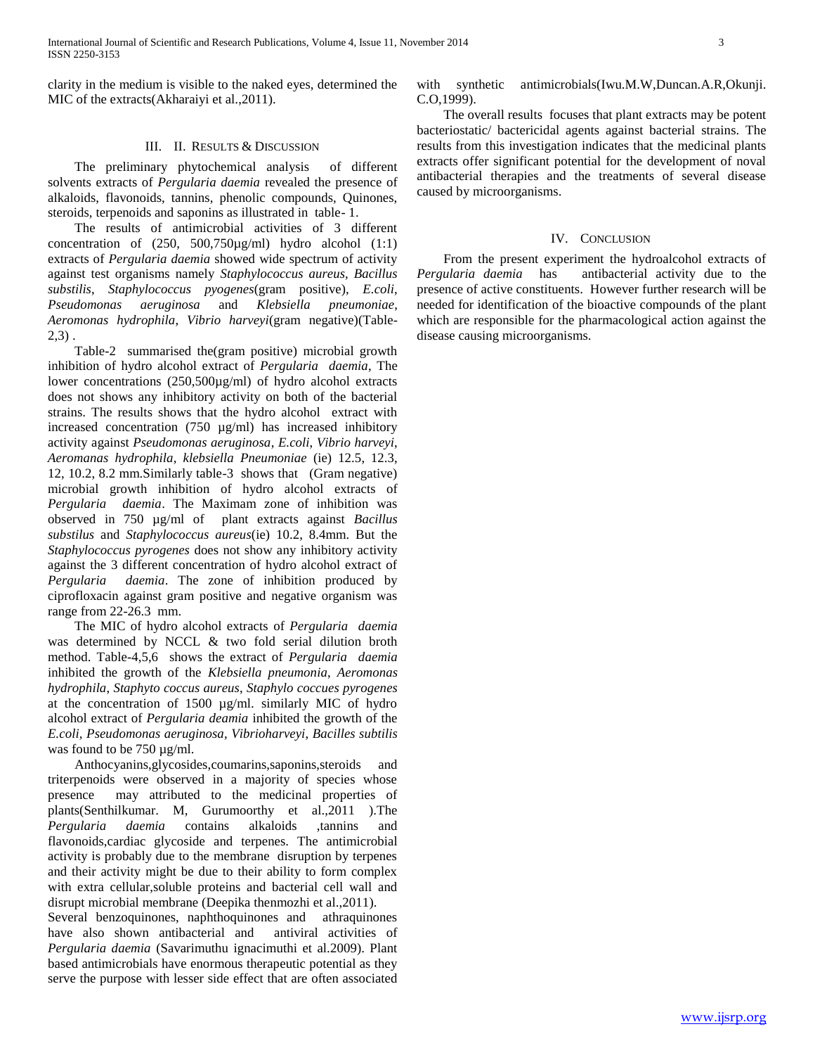clarity in the medium is visible to the naked eyes, determined the MIC of the extracts(Akharaiyi et al.,2011).

## III. II. Results & Discussion

The preliminary phytochemical analysis of different solvents extracts of *Pergularia daemia* revealed the presence of alkaloids, flavonoids, tannins, phenolic compounds, Quinones, steroids, terpenoids and saponins as illustrated in table- 1.

The results of antimicrobial activities of 3 different concentration of (250, 500,750µg/ml) hydro alcohol (1:1) extracts of *Pergularia daemia* showed wide spectrum of activity against test organisms namely *Staphylococcus aureus, Bacillus substilis*, *Staphylococcus pyogenes*(gram positive), *E.coli*, *Pseudomonas aeruginosa* and *Klebsiella pneumoniae*, *Aeromonas hydrophila*, *Vibrio harveyi*(gram negative)(Table-2,3) .

Table-2 summarised the(gram positive) microbial growth inhibition of hydro alcohol extract of *Pergularia daemia*, The lower concentrations (250,500µg/ml) of hydro alcohol extracts does not shows any inhibitory activity on both of the bacterial strains. The results shows that the hydro alcohol extract with increased concentration (750 µg/ml) has increased inhibitory activity against *Pseudomonas aeruginosa*, *E.coli*, *Vibrio harveyi*, *Aeromanas hydrophila*, *klebsiella Pneumoniae* (ie) 12.5, 12.3, 12, 10.2, 8.2 mm.Similarly table-3 shows that (Gram negative) microbial growth inhibition of hydro alcohol extracts of *Pergularia daemia*. The Maximam zone of inhibition was observed in 750 µg/ml of plant extracts against *Bacillus substilus* and *Staphylococcus aureus*(ie) 10.2, 8.4mm. But the *Staphylococcus pyrogenes* does not show any inhibitory activity against the 3 different concentration of hydro alcohol extract of *Pergularia daemia*. The zone of inhibition produced by ciprofloxacin against gram positive and negative organism was range from 22-26.3 mm.

The MIC of hydro alcohol extracts of *Pergularia daemia* was determined by NCCL & two fold serial dilution broth method. Table-4,5,6 shows the extract of *Pergularia daemia* inhibited the growth of the *Klebsiella pneumonia*, *Aeromonas hydrophila*, *Staphyto coccus aureus*, *Staphylo coccues pyrogenes* at the concentration of 1500 µg/ml. similarly MIC of hydro alcohol extract of *Pergularia deamia* inhibited the growth of the *E.coli, Pseudomonas aeruginosa*, *Vibrioharveyi*, *Bacilles subtilis* was found to be 750 µg/ml.

Anthocyanins,glycosides,coumarins,saponins,steroids and triterpenoids were observed in a majority of species whose presence may attributed to the medicinal properties of plants(Senthilkumar. M, Gurumoorthy et al.,2011 ).The *Pergularia daemia* contains alkaloids ,tannins and flavonoids,cardiac glycoside and terpenes. The antimicrobial activity is probably due to the membrane disruption by terpenes and their activity might be due to their ability to form complex with extra cellular,soluble proteins and bacterial cell wall and disrupt microbial membrane (Deepika thenmozhi et al.,2011).
Several benzoquinones, naphthoquinones and athraquinones have also shown antibacterial and antiviral activities of *Pergularia daemia* (Savarimuthu ignacimuthi et al.2009). Plant based antimicrobials have enormous therapeutic potential as they serve the purpose with lesser side effect that are often associated with synthetic antimicrobials(Iwu.M.W,Duncan.A.R,Okunji. C.O,1999).

The overall results focuses that plant extracts may be potent bacteriostatic/ bactericidal agents against bacterial strains. The results from this investigation indicates that the medicinal plants extracts offer significant potential for the development of noval antibacterial therapies and the treatments of several disease caused by microorganisms.

## IV. Conclusion

From the present experiment the hydroalcohol extracts of *Pergularia daemia* has antibacterial activity due to the presence of active constituents. However further research will be needed for identification of the bioactive compounds of the plant which are responsible for the pharmacological action against the disease causing microorganisms.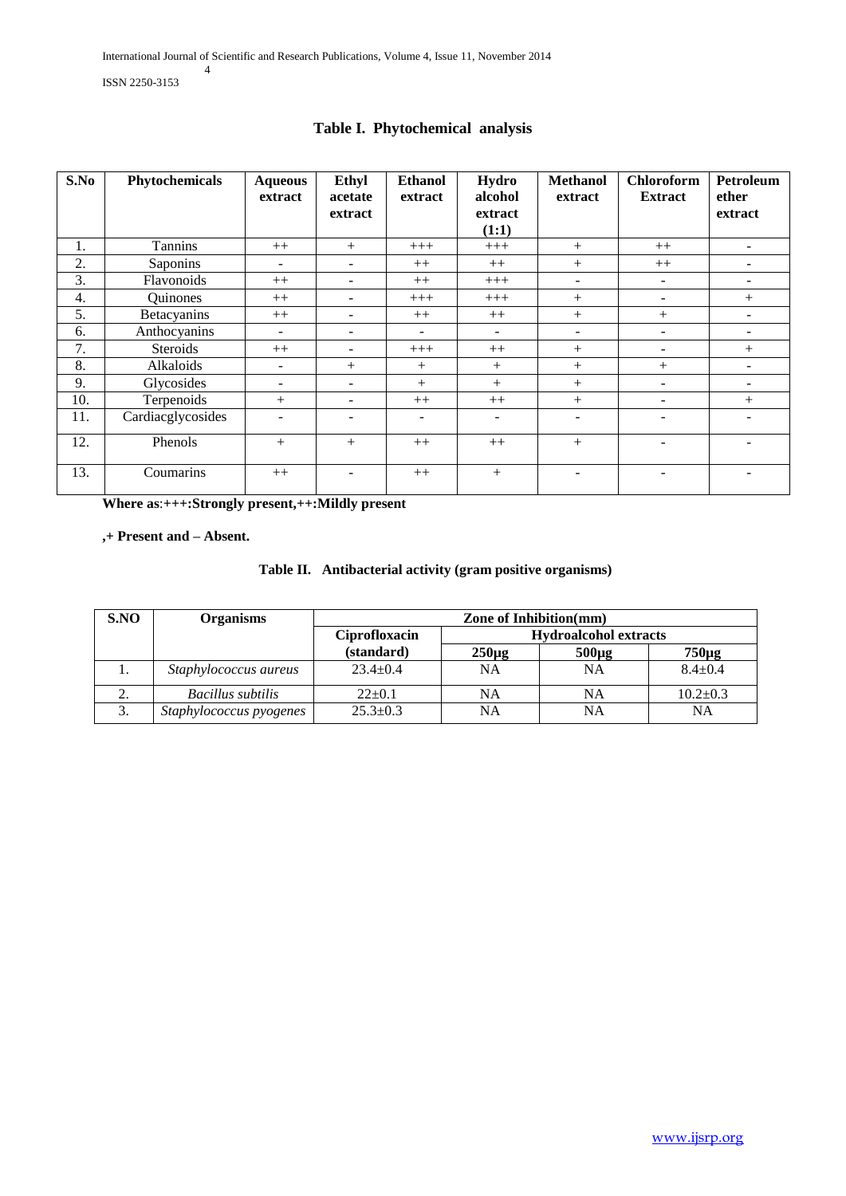**Table I. Phytochemical analysis**

| S.No | Phytochemicals | Aqueous extract | Ethyl acetate extract | Ethanol extract | Hydro alcohol extract (1:1) | Methanol extract | Chloroform Extract | Petroleum ether extract |
|---|---|---|---|---|---|---|---|---|
| 1. | Tannins | ++ | + | +++ | +++ | + | ++ | - |
| 2. | Saponins | - | - | ++ | ++ | + | ++ | - |
| 3. | Flavonoids | ++ | - | ++ | +++ | - | - | - |
| 4. | Quinones | ++ | - | +++ | +++ | + | - | + |
| 5. | Betacyanins | ++ | - | ++ | ++ | + | + | - |
| 6. | Anthocyanins | - | - | - | - | - | - | - |
| 7. | Steroids | ++ | - | +++ | ++ | + | - | + |
| 8. | Alkaloids | - | + | + | + | + | + | - |
| 9. | Glycosides | - | - | + | + | + | - | - |
| 10. | Terpenoids | + | - | ++ | ++ | + | - | + |
| 11. | Cardiacglycosides | - | - | - | - | - | - | - |
| 12. | Phenols | + | + | ++ | ++ | + | - | - |
| 13. | Coumarins | ++ | - | ++ | + | - | - | - |

**Where as**:**+++:Strongly present,++:Mildly present**

**,+ Present and – Absent.**

**Table II. Antibacterial activity (gram positive organisms)**

| S.NO | Organisms | Zone of Inhibition(mm) | | | |
|---|---|---|---|---|---|
| | | Ciprofloxacin (standard) | Hydroalcohol extracts | | |
| | | | 250µg | 500µg | 750µg |
| 1. | *Staphylococcus aureus* | 23.4±0.4 | NA | NA | 8.4±0.4 |
| 2. | *Bacillus subtilis* | 22±0.1 | NA | NA | 10.2±0.3 |
| 3. | *Staphylococcus pyogenes* | 25.3±0.3 | NA | NA | NA |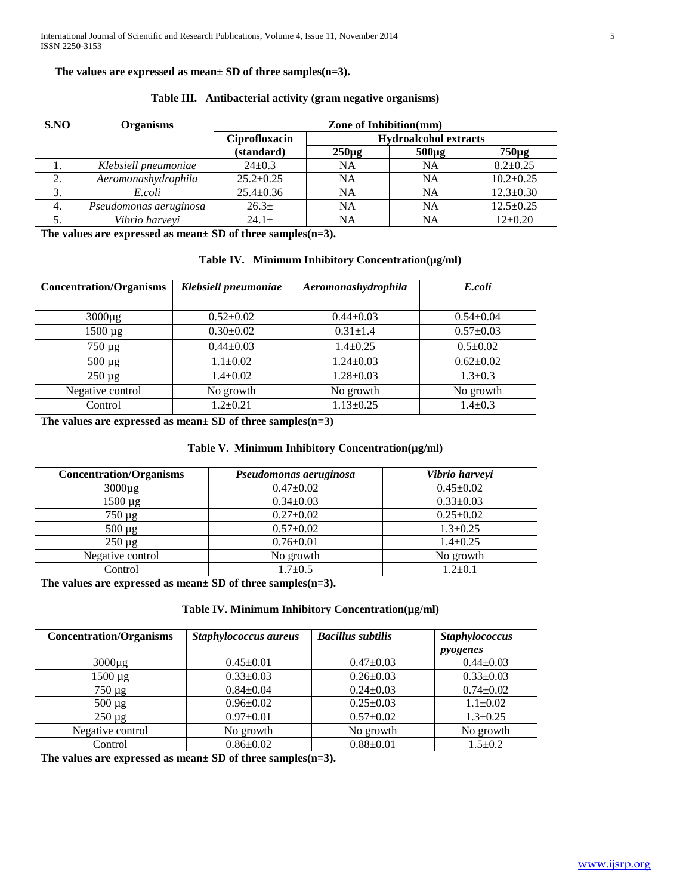**The values are expressed as mean± SD of three samples(n=3).**

**Table III. Antibacterial activity (gram negative organisms)**

| S.NO | Organisms | Zone of Inhibition(mm) | | | |
|---|---|---|---|---|---|
| | | Ciprofloxacin (standard) | Hydroalcohol extracts | | |
| | | | 250µg | 500µg | 750µg |
| 1. | *Klebsiell pneumoniae* | 24±0.3 | NA | NA | 8.2±0.25 |
| 2. | *Aeromonashydrophila* | 25.2±0.25 | NA | NA | 10.2±0.25 |
| 3. | *E.coli* | 25.4±0.36 | NA | NA | 12.3±0.30 |
| 4. | *Pseudomonas aeruginosa* | 26.3± | NA | NA | 12.5±0.25 |
| 5. | *Vibrio harveyi* | 24.1± | NA | NA | 12±0.20 |

**The values are expressed as mean± SD of three samples(n=3).**

**Table IV. Minimum Inhibitory Concentration(µg/ml)**

| Concentration/Organisms | *Klebsiell pneumoniae* | *Aeromonashydrophila* | *E.coli* |
|---|---|---|---|
| 3000µg | 0.52±0.02 | 0.44±0.03 | 0.54±0.04 |
| 1500 µg | 0.30±0.02 | 0.31±1.4 | 0.57±0.03 |
| 750 µg | 0.44±0.03 | 1.4±0.25 | 0.5±0.02 |
| 500 µg | 1.1±0.02 | 1.24±0.03 | 0.62±0.02 |
| 250 µg | 1.4±0.02 | 1.28±0.03 | 1.3±0.3 |
| Negative control | No growth | No growth | No growth |
| Control | 1.2±0.21 | 1.13±0.25 | 1.4±0.3 |

**The values are expressed as mean± SD of three samples(n=3)**

**Table V. Minimum Inhibitory Concentration(µg/ml)**

| Concentration/Organisms | *Pseudomonas aeruginosa* | *Vibrio harveyi* |
|---|---|---|
| 3000µg | 0.47±0.02 | 0.45±0.02 |
| 1500 µg | 0.34±0.03 | 0.33±0.03 |
| 750 µg | 0.27±0.02 | 0.25±0.02 |
| 500 µg | 0.57±0.02 | 1.3±0.25 |
| 250 µg | 0.76±0.01 | 1.4±0.25 |
| Negative control | No growth | No growth |
| Control | 1.7±0.5 | 1.2±0.1 |

**The values are expressed as mean± SD of three samples(n=3).**

**Table IV. Minimum Inhibitory Concentration(µg/ml)**

| Concentration/Organisms | *Staphylococcus aureus* | *Bacillus subtilis* | *Staphylococcus pyogenes* |
|---|---|---|---|
| 3000µg | 0.45±0.01 | 0.47±0.03 | 0.44±0.03 |
| 1500 µg | 0.33±0.03 | 0.26±0.03 | 0.33±0.03 |
| 750 µg | 0.84±0.04 | 0.24±0.03 | 0.74±0.02 |
| 500 µg | 0.96±0.02 | 0.25±0.03 | 1.1±0.02 |
| 250 µg | 0.97±0.01 | 0.57±0.02 | 1.3±0.25 |
| Negative control | No growth | No growth | No growth |
| Control | 0.86±0.02 | 0.88±0.01 | 1.5±0.2 |

**The values are expressed as mean± SD of three samples(n=3).**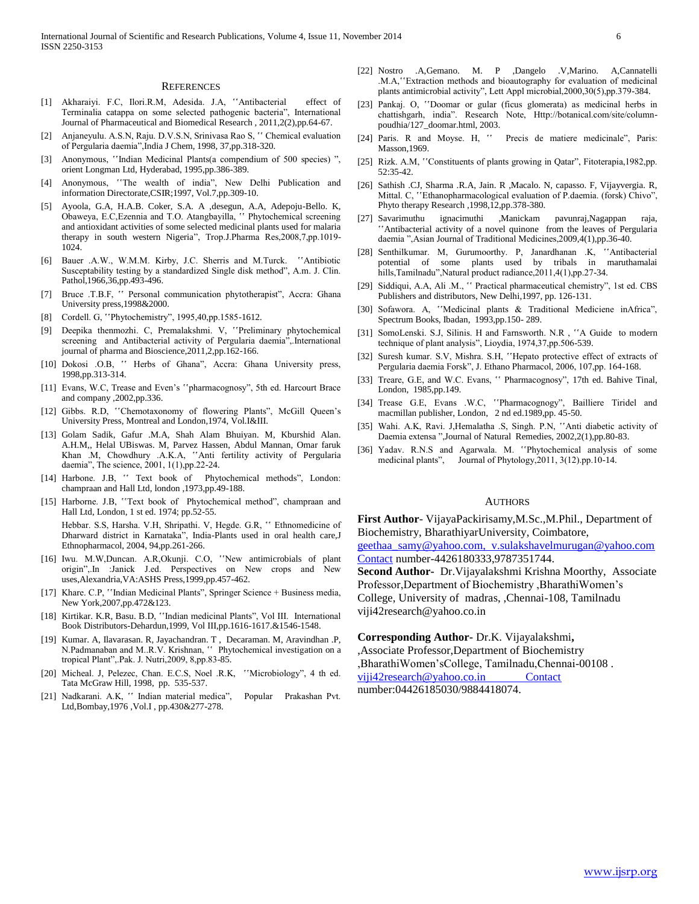## REFERENCES

[1] Akharaiyi. F.C, Ilori.R.M, Adesida. J.A, ''Antibacterial effect of Terminalia catappa on some selected pathogenic bacteria", International Journal of Pharmaceutical and Biomedical Research , 2011,2(2),pp.64-67.

[2] Anjaneyulu. A.S.N, Raju. D.V.S.N, Srinivasa Rao S, '' Chemical evaluation of Pergularia daemia",India J Chem, 1998, 37,pp.318-320.

[3] Anonymous, ''Indian Medicinal Plants(a compendium of 500 species) ", orient Longman Ltd, Hyderabad, 1995,pp.386-389.

[4] Anonymous, ''The wealth of india", New Delhi Publication and information Directorate,CSIR;1997, Vol.7,pp.309-10.

[5] Ayoola, G.A, H.A.B. Coker, S.A. A ,desegun, A.A, Adepoju-Bello. K, Obaweya, E.C,Ezennia and T.O. Atangbayilla, '' Phytochemical screening and antioxidant activities of some selected medicinal plants used for malaria therapy in south western Nigeria", Trop.J.Pharma Res,2008,7,pp.1019-1024.

[6] Bauer .A.W., W.M.M. Kirby, J.C. Sherris and M.Turck. ''Antibiotic Susceptability testing by a standardized Single disk method", A.m. J. Clin. Pathol,1966,36,pp.493-496.

[7] Bruce .T.B.F, '' Personal communication phytotherapist", Accra: Ghana University press,1998&2000.

[8] Cordell. G, ''Phytochemistry", 1995,40,pp.1585-1612.

[9] Deepika thenmozhi. C, Premalakshmi. V, ''Preliminary phytochemical screening and Antibacterial activity of Pergularia daemia",.International journal of pharma and Bioscience,2011,2,pp.162-166.

[10] Dokosi .O.B, '' Herbs of Ghana", Accra: Ghana University press, 1998,pp.313-314.

[11] Evans, W.C, Trease and Even's ''pharmacognosy", 5th ed. Harcourt Brace and company ,2002,pp.336.

[12] Gibbs. R.D, ''Chemotaxonomy of flowering Plants", McGill Queen's University Press, Montreal and London,1974, Vol.I&III.

[13] Golam Sadik, Gafur .M.A, Shah Alam Bhuiyan. M, Kburshid Alan. A.H.M,, Helal UBiswas. M, Parvez Hassen, Abdul Mannan, Omar faruk Khan .M, Chowdhury .A.K.A, ''Anti fertility activity of Pergularia daemia", The science, 2001, 1(1),pp.22-24.

[14] Harbone. J.B, '' Text book of Phytochemical methods", London: champraan and Hall Ltd, london ,1973,pp.49-188.

[15] Harborne. J.B, ''Text book of Phytochemical method", champraan and Hall Ltd, London, 1 st ed. 1974; pp.52-55.

Hebbar. S.S, Harsha. V.H, Shripathi. V, Hegde. G.R, '' Ethnomedicine of Dharward district in Karnataka", India-Plants used in oral health care,J Ethnopharmacol, 2004, 94,pp.261-266.

[16] Iwu. M.W,Duncan. A.R,Okunji. C.O, ''New antimicrobials of plant origin",.In :Janick J.ed. Perspectives on New crops and New uses,Alexandria,VA:ASHS Press,1999,pp.457-462.

[17] Khare. C.P, ''Indian Medicinal Plants", Springer Science + Business media, New York,2007,pp.472&123.

[18] Kirtikar. K.R, Basu. B.D, ''Indian medicinal Plants", Vol III. International Book Distributors-Dehardun,1999, Vol III,pp.1616-1617.&1546-1548.

[19] Kumar. A, Ilavarasan. R, Jayachandran. T , Decaraman. M, Aravindhan .P, N.Padmanaban and M..R.V. Krishnan, '' Phytochemical investigation on a tropical Plant",.Pak. J. Nutri,2009, 8,pp.83-85.

[20] Micheal. J, Pelezec, Chan. E.C.S, Noel .R.K, ''Microbiology", 4 th ed. Tata McGraw Hill, 1998, pp. 535-537.

[21] Nadkarani. A.K, '' Indian material medica", Popular Prakashan Pvt. Ltd,Bombay,1976 ,Vol.I , pp.430&277-278.

[22] Nostro .A,Gemano. M. P ,Dangelo .V,Marino. A,Cannatelli .M.A,''Extraction methods and bioautography for evaluation of medicinal plants antimicrobial activity", Lett Appl microbial,2000,30(5),pp.379-384.

[23] Pankaj. O, ''Doomar or gular (ficus glomerata) as medicinal herbs in chattishgarh, india". Research Note, Http://botanical.com/site/column-poudhia/127_doomar.html, 2003.

[24] Paris. R and Moyse. H, '' Precis de matiere medicinale", Paris: Masson,1969.

[25] Rizk. A.M, ''Constituents of plants growing in Qatar", Fitoterapia,1982,pp. 52:35-42.

[26] Sathish .CJ, Sharma .R.A, Jain. R ,Macalo. N, capasso. F, Vijayvergia. R, Mittal. C, ''Ethanopharmacological evaluation of P.daemia. (forsk) Chivo", Phyto therapy Research ,1998,12,pp.378-380.

[27] Savarimuthu ignacimuthi ,Manickam pavunraj,Nagappan raja, ''Antibacterial activity of a novel quinone from the leaves of Pergularia daemia ",Asian Journal of Traditional Medicines,2009,4(1),pp.36-40.

[28] Senthilkumar. M, Gurumoorthy. P, Janardhanan .K, ''Antibacterial potential of some plants used by tribals in maruthamalai hills,Tamilnadu",Natural product radiance,2011,4(1),pp.27-34.

[29] Siddiqui, A.A, Ali .M., '' Practical pharmaceutical chemistry", 1st ed. CBS Publishers and distributors, New Delhi,1997, pp. 126-131.

[30] Sofawora. A, ''Medicinal plants & Traditional Mediciene inAfrica", Spectrum Books, Ibadan, 1993,pp.150- 289.

[31] SomoLenski. S.J, Silinis. H and Farnsworth. N.R , ''A Guide to modern technique of plant analysis", Lioydia, 1974,37,pp.506-539.

[32] Suresh kumar. S.V, Mishra. S.H, ''Hepato protective effect of extracts of Pergularia daemia Forsk", J. Ethano Pharmacol, 2006, 107,pp. 164-168.

[33] Treare, G.E, and W.C. Evans, '' Pharmacognosy", 17th ed. Bahive Tinal, London, 1985,pp.149.

[34] Trease G.E, Evans .W.C, ''Pharmacognogy", Bailliere Tiridel and macmillan publisher, London, 2 nd ed.1989,pp. 45-50.

[35] Wahi. A.K, Ravi. J,Hemalatha .S, Singh. P.N, ''Anti diabetic activity of Daemia extensa ",Journal of Natural Remedies, 2002,2(1),pp.80-83.

[36] Yadav. R.N.S and Agarwala. M. ''Phytochemical analysis of some medicinal plants", Journal of Phytology,2011, 3(12).pp.10-14.

## AUTHORS

**First Author**- VijayaPackirisamy,M.Sc.,M.Phil., Department of Biochemistry, BharathiyarUniversity, Coimbatore, geethaa_samy@yahoo.com, v.sulakshavelmurugan@yahoo.com Contact number-4426180333,9787351744.

**Second Author**- Dr.Vijayalakshmi Krishna Moorthy, Associate Professor,Department of Biochemistry ,BharathiWomen's College, University of madras, ,Chennai-108, Tamilnadu viji42research@yahoo.co.in

**Corresponding Author**- Dr.K. Vijayalakshmi**,** ,Associate Professor,Department of Biochemistry ,BharathiWomen'sCollege, Tamilnadu,Chennai-00108 . viji42research@yahoo.co.in Contact number:04426185030/9884418074.